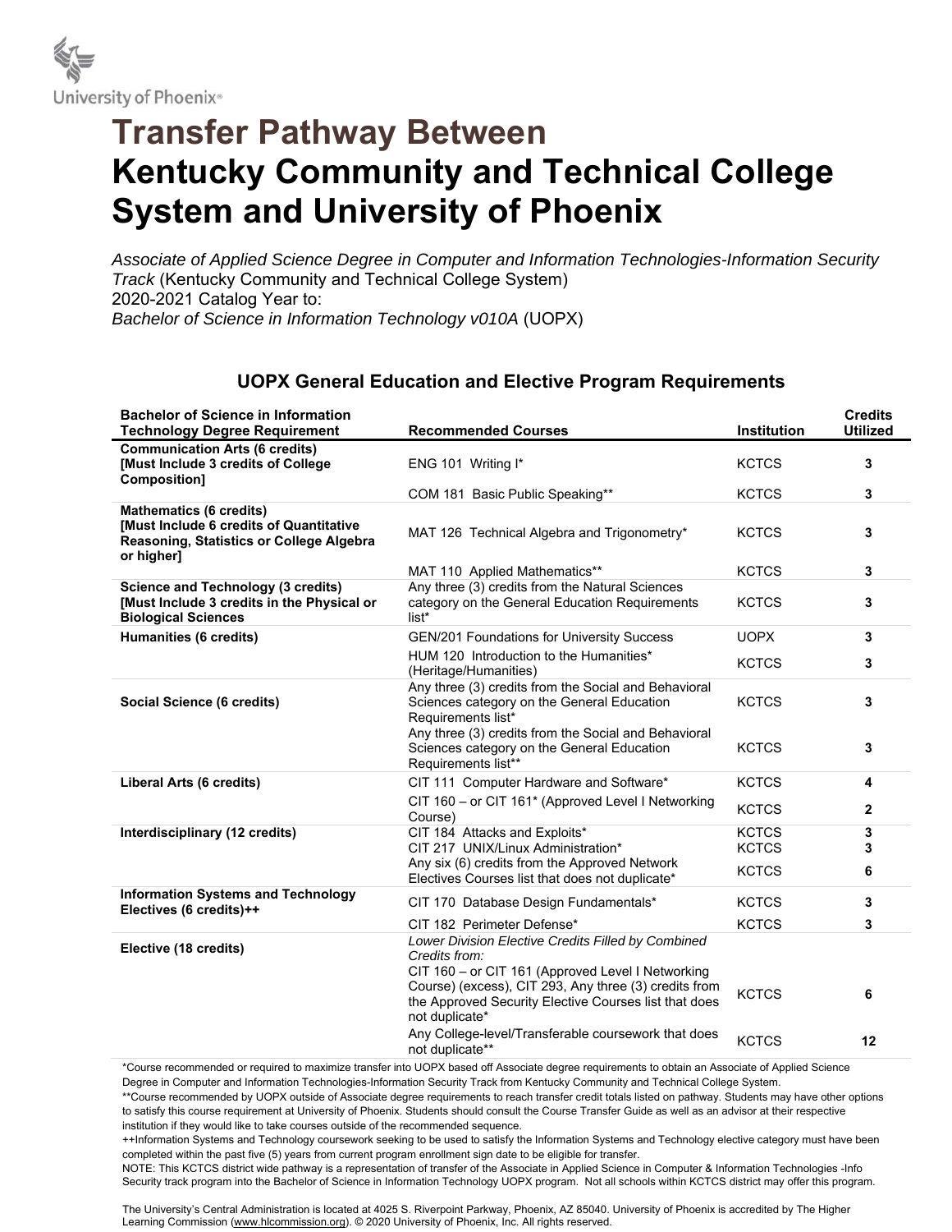University of Phoenix®

# Transfer Pathway Between
# Kentucky Community and Technical College System and University of Phoenix

*Associate of Applied Science Degree in Computer and Information Technologies-Information Security Track* (Kentucky Community and Technical College System)
2020-2021 Catalog Year to:
*Bachelor of Science in Information Technology v010A* (UOPX)

## UOPX General Education and Elective Program Requirements

| Bachelor of Science in Information Technology Degree Requirement | Recommended Courses | Institution | Credits Utilized |
|---|---|---|---|
| **Communication Arts (6 credits) [Must Include 3 credits of College Composition]** | ENG 101 Writing I* | KCTCS | **3** |
| | COM 181 Basic Public Speaking** | KCTCS | **3** |
| **Mathematics (6 credits) [Must Include 6 credits of Quantitative Reasoning, Statistics or College Algebra or higher]** | MAT 126 Technical Algebra and Trigonometry* | KCTCS | **3** |
| | MAT 110 Applied Mathematics** | KCTCS | **3** |
| **Science and Technology (3 credits) [Must Include 3 credits in the Physical or Biological Sciences** | Any three (3) credits from the Natural Sciences category on the General Education Requirements list* | KCTCS | **3** |
| **Humanities (6 credits)** | GEN/201 Foundations for University Success | UOPX | **3** |
| | HUM 120 Introduction to the Humanities* (Heritage/Humanities) | KCTCS | **3** |
| **Social Science (6 credits)** | Any three (3) credits from the Social and Behavioral Sciences category on the General Education Requirements list* | KCTCS | **3** |
| | Any three (3) credits from the Social and Behavioral Sciences category on the General Education Requirements list** | KCTCS | **3** |
| **Liberal Arts (6 credits)** | CIT 111 Computer Hardware and Software* | KCTCS | **4** |
| | CIT 160 – or CIT 161* (Approved Level I Networking Course) | KCTCS | **2** |
| **Interdisciplinary (12 credits)** | CIT 184 Attacks and Exploits* | KCTCS | **3** |
| | CIT 217 UNIX/Linux Administration* | KCTCS | **3** |
| | Any six (6) credits from the Approved Network Electives Courses list that does not duplicate* | KCTCS | **6** |
| **Information Systems and Technology Electives (6 credits)++** | CIT 170 Database Design Fundamentals* | KCTCS | **3** |
| | CIT 182 Perimeter Defense* | KCTCS | **3** |
| **Elective (18 credits)** | *Lower Division Elective Credits Filled by Combined Credits from:* CIT 160 – or CIT 161 (Approved Level I Networking Course) (excess), CIT 293, Any three (3) credits from the Approved Security Elective Courses list that does not duplicate* | KCTCS | **6** |
| | Any College-level/Transferable coursework that does not duplicate** | KCTCS | **12** |

*Course recommended or required to maximize transfer into UOPX based off Associate degree requirements to obtain an Associate of Applied Science Degree in Computer and Information Technologies-Information Security Track from Kentucky Community and Technical College System.

**Course recommended by UOPX outside of Associate degree requirements to reach transfer credit totals listed on pathway. Students may have other options to satisfy this course requirement at University of Phoenix. Students should consult the Course Transfer Guide as well as an advisor at their respective institution if they would like to take courses outside of the recommended sequence.

++Information Systems and Technology coursework seeking to be used to satisfy the Information Systems and Technology elective category must have been completed within the past five (5) years from current program enrollment sign date to be eligible for transfer.

NOTE: This KCTCS district wide pathway is a representation of transfer of the Associate in Applied Science in Computer & Information Technologies -Info Security track program into the Bachelor of Science in Information Technology UOPX program. Not all schools within KCTCS district may offer this program.

The University's Central Administration is located at 4025 S. Riverpoint Parkway, Phoenix, AZ 85040. University of Phoenix is accredited by The Higher Learning Commission (www.hlcommission.org). © 2020 University of Phoenix, Inc. All rights reserved.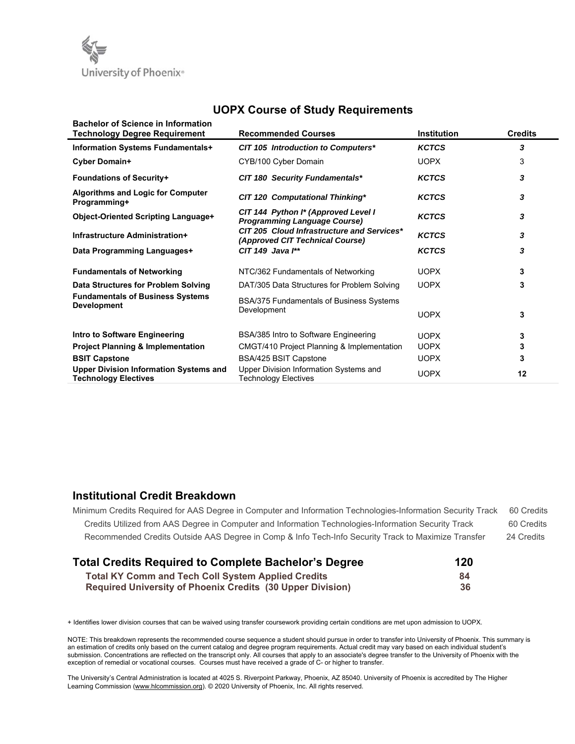University of Phoenix®

## UOPX Course of Study Requirements

| Bachelor of Science in Information Technology Degree Requirement | Recommended Courses | Institution | Credits |
|---|---|---|---|
| **Information Systems Fundamentals+** | ***CIT 105 Introduction to Computers**** | ***KCTCS*** | ***3*** |
| **Cyber Domain+** | CYB/100 Cyber Domain | UOPX | 3 |
| **Foundations of Security+** | ***CIT 180 Security Fundamentals**** | ***KCTCS*** | ***3*** |
| **Algorithms and Logic for Computer Programming+** | ***CIT 120 Computational Thinking**** | ***KCTCS*** | ***3*** |
| **Object-Oriented Scripting Language+** | ***CIT 144 Python I* (Approved Level I Programming Language Course)*** | ***KCTCS*** | ***3*** |
| **Infrastructure Administration+** | ***CIT 205 Cloud Infrastructure and Services* (Approved CIT Technical Course)*** | ***KCTCS*** | ***3*** |
| **Data Programming Languages+** | ***CIT 149 Java I***** | ***KCTCS*** | ***3*** |
| **Fundamentals of Networking** | NTC/362 Fundamentals of Networking | UOPX | **3** |
| **Data Structures for Problem Solving** | DAT/305 Data Structures for Problem Solving | UOPX | **3** |
| **Fundamentals of Business Systems Development** | BSA/375 Fundamentals of Business Systems Development | UOPX | **3** |
| **Intro to Software Engineering** | BSA/385 Intro to Software Engineering | UOPX | **3** |
| **Project Planning & Implementation** | CMGT/410 Project Planning & Implementation | UOPX | **3** |
| **BSIT Capstone** | BSA/425 BSIT Capstone | UOPX | **3** |
| **Upper Division Information Systems and Technology Electives** | Upper Division Information Systems and Technology Electives | UOPX | **12** |

## Institutional Credit Breakdown

| | |
|---|---|
| Minimum Credits Required for AAS Degree in Computer and Information Technologies-Information Security Track | 60 Credits |
| Credits Utilized from AAS Degree in Computer and Information Technologies-Information Security Track | 60 Credits |
| Recommended Credits Outside AAS Degree in Comp & Info Tech-Info Security Track to Maximize Transfer | 24 Credits |

| | |
|---|---|
| **Total Credits Required to Complete Bachelor's Degree** | **120** |
| **Total KY Comm and Tech Coll System Applied Credits** | **84** |
| **Required University of Phoenix Credits (30 Upper Division)** | **36** |

+ Identifies lower division courses that can be waived using transfer coursework providing certain conditions are met upon admission to UOPX.

NOTE: This breakdown represents the recommended course sequence a student should pursue in order to transfer into University of Phoenix. This summary is an estimation of credits only based on the current catalog and degree program requirements. Actual credit may vary based on each individual student's submission. Concentrations are reflected on the transcript only. All courses that apply to an associate's degree transfer to the University of Phoenix with the exception of remedial or vocational courses. Courses must have received a grade of C- or higher to transfer.

The University's Central Administration is located at 4025 S. Riverpoint Parkway, Phoenix, AZ 85040. University of Phoenix is accredited by The Higher Learning Commission (www.hlcommission.org). © 2020 University of Phoenix, Inc. All rights reserved.